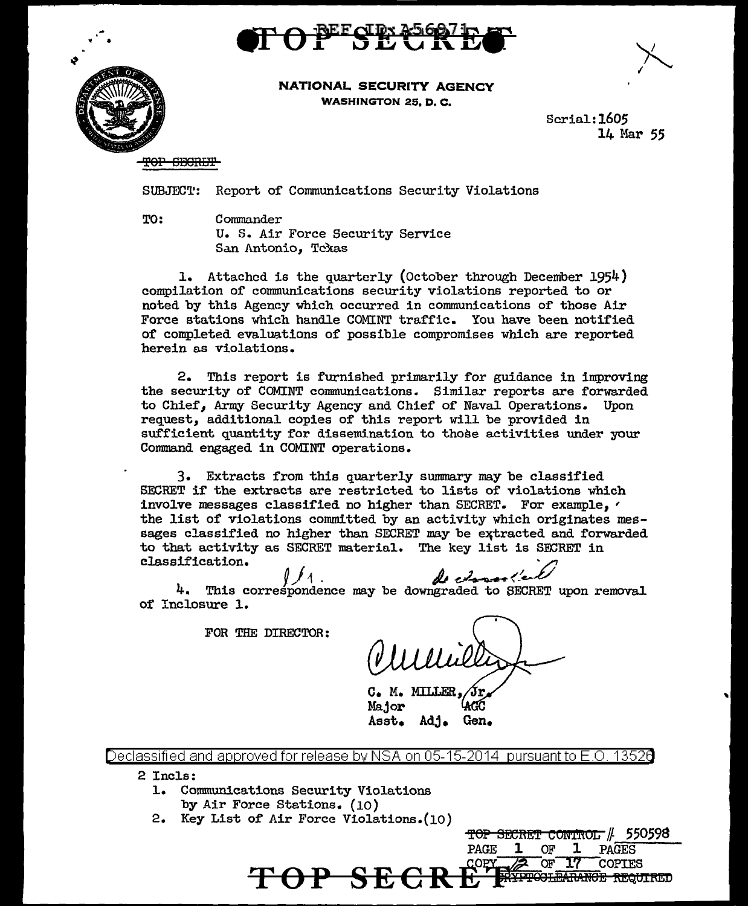TOP SECRET

REF ID: A56971

**NATIONAL SECURITY AGENCY**
**WASHINGTON 25, D. C.**

Serial: 1605
14 Mar 55

~~TOP SECRET~~

SUBJECT: Report of Communications Security Violations

TO: Commander
U. S. Air Force Security Service
San Antonio, Texas

1. Attached is the quarterly (October through December 1954) compilation of communications security violations reported to or noted by this Agency which occurred in communications of those Air Force stations which handle COMINT traffic. You have been notified of completed evaluations of possible compromises which are reported herein as violations.

2. This report is furnished primarily for guidance in improving the security of COMINT communications. Similar reports are forwarded to Chief, Army Security Agency and Chief of Naval Operations. Upon request, additional copies of this report will be provided in sufficient quantity for dissemination to those activities under your Command engaged in COMINT operations.

3. Extracts from this quarterly summary may be classified SECRET if the extracts are restricted to lists of violations which involve messages classified no higher than SECRET. For example, the list of violations committed by an activity which originates messages classified no higher than SECRET may be extracted and forwarded to that activity as SECRET material. The key list is SECRET in classification.

4. This correspondence may be downgraded to SECRET upon removal of Inclosure 1.

FOR THE DIRECTOR:

C. M. MILLER, Jr.
Major AGC
Asst. Adj. Gen.

Declassified and approved for release by NSA on 05-15-2014 pursuant to E.O. 13526

2 Incls:
1. Communications Security Violations by Air Force Stations. (10)
2. Key List of Air Force Violations. (10)

~~TOP SECRET CONTROL~~ # 550598
PAGE 1 OF 1 PAGES
COPY 12 OF 17 COPIES
~~CRYPTOCLEARANCE REQUIRED~~

TOP SECRET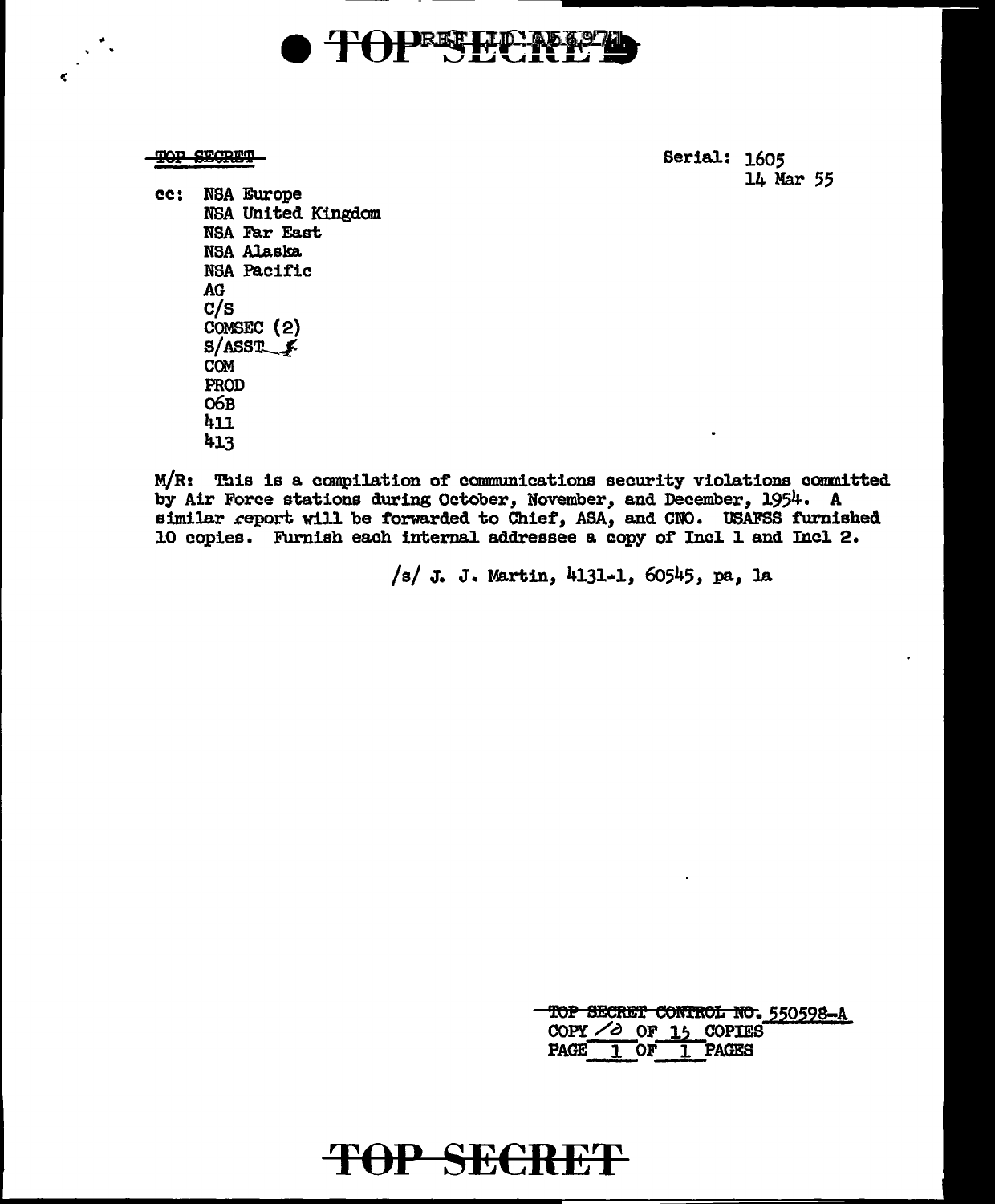~~TOP SECRET~~

Serial: 1605
14 Mar 55

cc: NSA Europe
NSA United Kingdom
NSA Far East
NSA Alaska
NSA Pacific
AG
C/S
COMSEC (2)
S/ASST
COM
PROD
06B
411
413

M/R: This is a compilation of communications security violations committed by Air Force stations during October, November, and December, 1954. A similar report will be forwarded to Chief, ASA, and CNO. USAFSS furnished 10 copies. Furnish each internal addressee a copy of Incl 1 and Incl 2.

/s/ J. J. Martin, 4131-1, 60545, pa, la

~~TOP SECRET CONTROL NO.~~ 550598-A
COPY 10 OF 15 COPIES
PAGE 1 OF 1 PAGES

TOP SECRET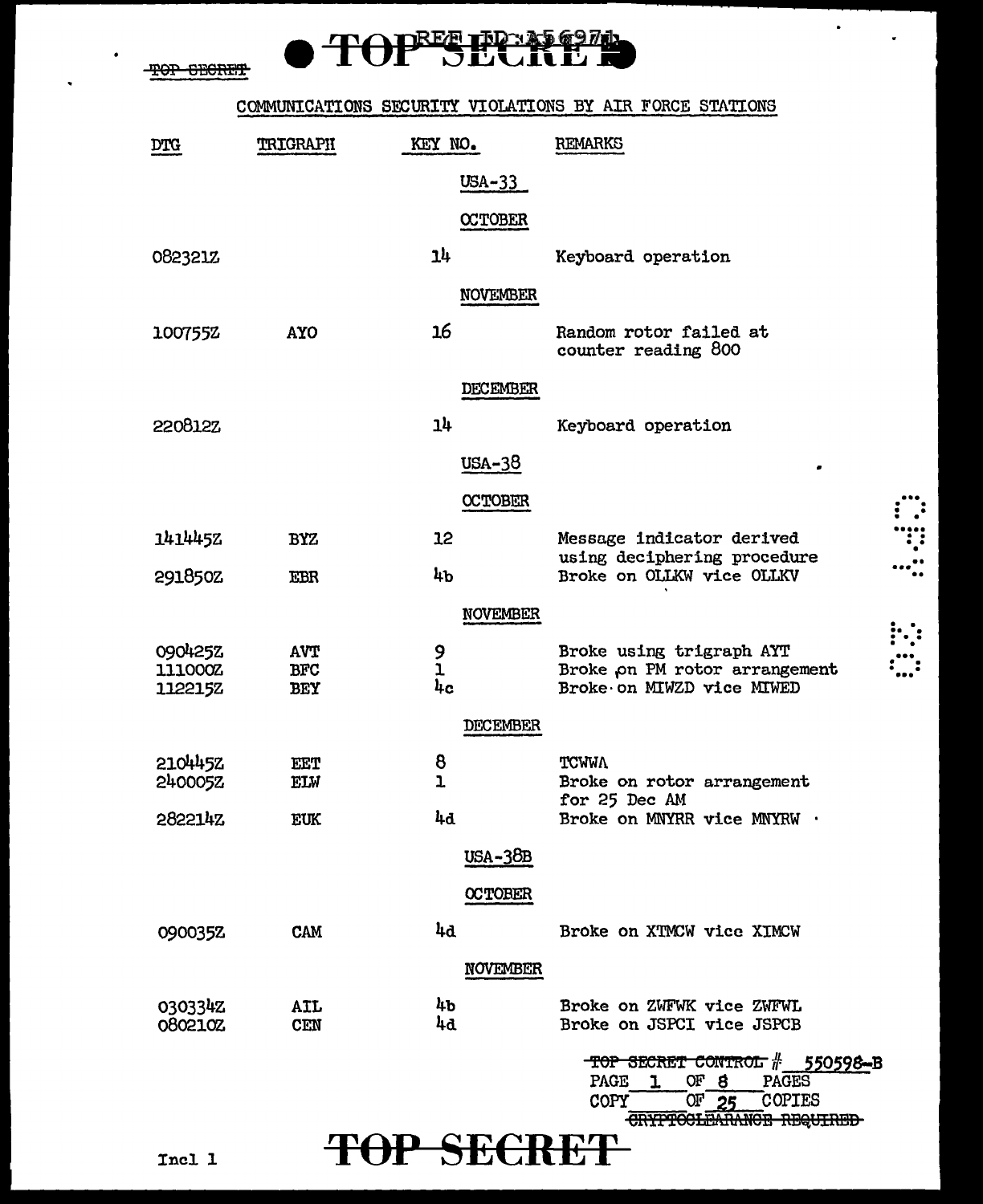TOP SECRET

REF ID:A56971

# COMMUNICATIONS SECURITY VIOLATIONS BY AIR FORCE STATIONS

| DTG | TRIGRAPH | KEY NO. | REMARKS |
|---|---|---|---|
| | | **USA-33** | |
| | | **OCTOBER** | |
| 082321Z | | 14 | Keyboard operation |
| | | **NOVEMBER** | |
| 100755Z | AYO | 16 | Random rotor failed at counter reading 800 |
| | | **DECEMBER** | |
| 220812Z | | 14 | Keyboard operation |
| | | **USA-38** | |
| | | **OCTOBER** | |
| 141445Z | BYZ | 12 | Message indicator derived using deciphering procedure |
| 291850Z | EBR | 4b | Broke on OLLKW vice OLLKV |
| | | **NOVEMBER** | |
| 090425Z | AVT | 9 | Broke using trigraph AYT |
| 111000Z | BFC | 1 | Broke on PM rotor arrangement |
| 112215Z | BEY | 4c | Broke on MIWZD vice MIWED |
| | | **DECEMBER** | |
| 210445Z | EET | 8 | TCWWA |
| 240005Z | ELW | 1 | Broke on rotor arrangement for 25 Dec AM |
| 282214Z | EUK | 4d | Broke on MNYRR vice MNYRW |
| | | **USA-38B** | |
| | | **OCTOBER** | |
| 090035Z | CAM | 4d | Broke on XTMCW vice XIMCW |
| | | **NOVEMBER** | |
| 030334Z | AIL | 4b | Broke on ZWFWK vice ZWFWL |
| 080210Z | CEN | 4d | Broke on JSPCI vice JSPCB |

~~TOP SECRET CONTROL~~ # 550598-B
PAGE 1 OF 8 PAGES
COPY ___ OF 25 COPIES
~~CRYPTOCLEARANCE REQUIRED~~

Incl 1

TOP SECRET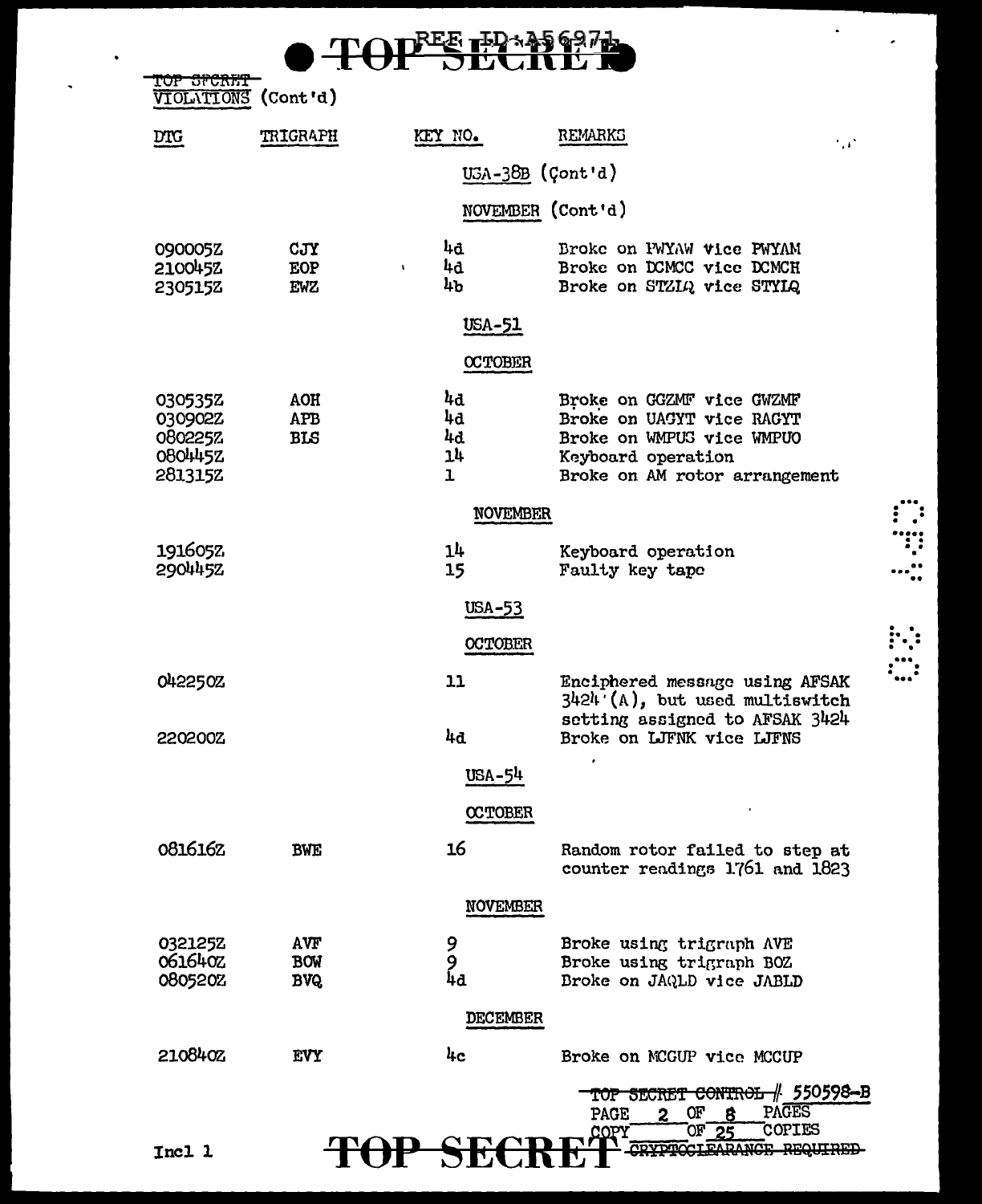TOP SECRET

TOP SECRET
VIOLATIONS (Cont'd)

| DTG | TRIGRAPH | KEY NO. | REMARKS |
|---|---|---|---|
| | | USA-38B (Cont'd) | |
| | | NOVEMBER (Cont'd) | |
| 090005Z | CJY | 4d | Broke on PWYAW vice PWYAM |
| 210045Z | EOP | 4d | Broke on DCMCC vice DCMCH |
| 230515Z | EWZ | 4b | Broke on STZIQ vice STYIQ |
| | | USA-51 | |
| | | OCTOBER | |
| 030535Z | AOH | 4d | Broke on GGZMF vice GWZMF |
| 030902Z | APB | 4d | Broke on UAGYT vice RAGYT |
| 080225Z | BLS | 4d | Broke on WMPUG vice WMPUO |
| 080445Z | | 14 | Keyboard operation |
| 281315Z | | 1 | Broke on AM rotor arrangement |
| | | NOVEMBER | |
| 191605Z | | 14 | Keyboard operation |
| 290445Z | | 15 | Faulty key tape |
| | | USA-53 | |
| | | OCTOBER | |
| 042250Z | | 11 | Enciphered message using AFSAK 3424 (A), but used multiswitch setting assigned to AFSAK 3424 |
| 220200Z | | 4d | Broke on LJFNK vice LJFNS |
| | | USA-54 | |
| | | OCTOBER | |
| 081616Z | BWE | 16 | Random rotor failed to step at counter readings 1761 and 1823 |
| | | NOVEMBER | |
| 032125Z | AVF | 9 | Broke using trigraph AVE |
| 061640Z | BOW | 9 | Broke using trigraph BOZ |
| 080520Z | BVQ | 4d | Broke on JAQLD vice JABLD |
| | | DECEMBER | |
| 210840Z | EVY | 4c | Broke on MCGUP vice MCCUP |

~~TOP SECRET CONTROL~~ # 550598-B
PAGE 2 OF 8 PAGES
COPY ___ OF 25 COPIES
~~CRYPTOCLEARANCE REQUIRED~~

Incl 1

TOP SECRET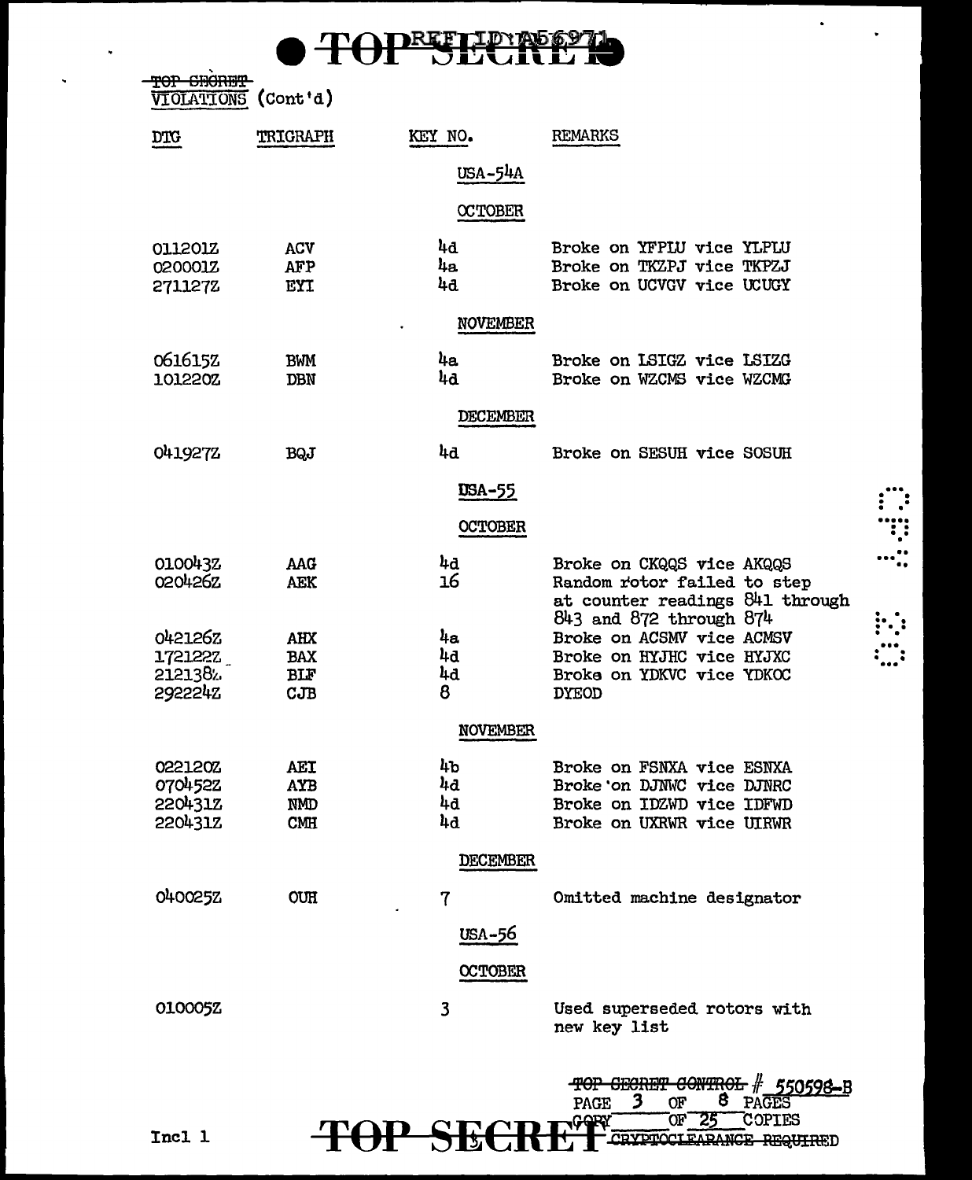~~TOP SECRET~~

VIOLATIONS (Cont'd)

| DTG | TRIGRAPH | KEY NO. | REMARKS |
|---|---|---|---|
| | | **USA-54A** | |
| | | **OCTOBER** | |
| 011201Z | ACV | 4d | Broke on YFPLU vice YLPLU |
| 020001Z | AFP | 4a | Broke on TKZPJ vice TKPZJ |
| 271127Z | EYI | 4d | Broke on UCVGV vice UCUGY |
| | | **NOVEMBER** | |
| 061615Z | BWM | 4a | Broke on LSIGZ vice LSIZG |
| 101220Z | DBN | 4d | Broke on WZCMS vice WZCMG |
| | | **DECEMBER** | |
| 041927Z | BQJ | 4d | Broke on SESUH vice SOSUH |
| | | **USA-55** | |
| | | **OCTOBER** | |
| 010043Z | AAG | 4d | Broke on CKQQS vice AKQQS |
| 020426Z | AEK | 16 | Random rotor failed to step at counter readings 841 through 843 and 872 through 874 |
| 042126Z | AHX | 4a | Broke on ACSMV vice ACMSV |
| 172122Z | BAX | 4d | Broke on HYJHC vice HYJXC |
| 212138Z | BLF | 4d | Broke on YDKVC vice YDKOC |
| 292224Z | CJB | 8 | DYEOD |
| | | **NOVEMBER** | |
| 022120Z | AEI | 4b | Broke on FSNXA vice ESNXA |
| 070452Z | AYB | 4d | Broke on DJNWC vice DJNRC |
| 220431Z | NMD | 4d | Broke on IDZWD vice IDFWD |
| 220431Z | CMH | 4d | Broke on UXRWR vice UIRWR |
| | | **DECEMBER** | |
| 040025Z | OUH | 7 | Omitted machine designator |
| | | **USA-56** | |
| | | **OCTOBER** | |
| 010005Z | | 3 | Used superseded rotors with new key list |

~~TOP SECRET CONTROL~~ # 550598-B
PAGE 3 OF 8 PAGES
COPY ___ OF 25 COPIES
~~CRYPTOCLEARANCE REQUIRED~~

Incl 1

TOP SECRET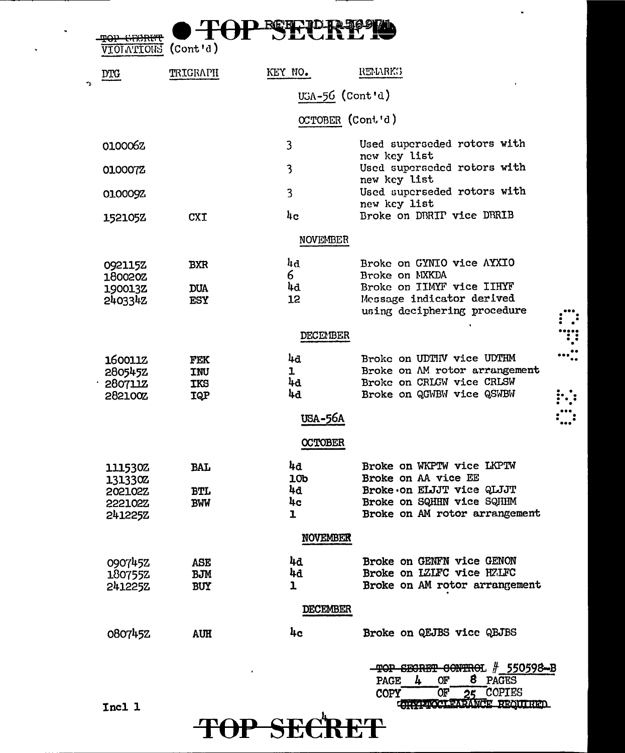TOP SECRET

VIOLATIONS (Cont'd)

| DTG | TRIGRAPH | KEY NO. | REMARKS |
|---|---|---|---|
| | | USA-56 (Cont'd) | |
| | | OCTOBER (Cont'd) | |
| 010006Z | | 3 | Used superseded rotors with new key list |
| 010007Z | | 3 | Used superseded rotors with new key list |
| 010009Z | | 3 | Used superseded rotors with new key list |
| 152105Z | CXI | 4c | Broke on DBRIP vice DBRIB |
| | | NOVEMBER | |
| 092115Z | BXR | 4d | Broke on GYNIO vice AYXIO |
| 180020Z | | 6 | Broke on MXKDA |
| 190013Z | DUA | 4d | Broke on IIMYF vice IIHYF |
| 240334Z | ESY | 12 | Message indicator derived using deciphering procedure |
| | | DECEMBER | |
| 160011Z | FEK | 4d | Broke on UDTHV vice UDTHM |
| 280545Z | INU | 1 | Broke on AM rotor arrangement |
| 280711Z | IKS | 4d | Broke on CRLGW vice CRLSW |
| 282100Z | IQP | 4d | Broke on QGWBW vice QSWBW |
| | | USA-56A | |
| | | OCTOBER | |
| 111530Z | BAL | 4d | Broke on WKPTW vice LKPTW |
| 131330Z | | 10b | Broke on AA vice EE |
| 202102Z | BTL | 4d | Broke on ELJJT vice QLJJT |
| 222102Z | BWW | 4c | Broke on SQHHN vice SQHHM |
| 241225Z | | 1 | Broke on AM rotor arrangement |
| | | NOVEMBER | |
| 090745Z | ASE | 4d | Broke on GENFN vice GENON |
| 180755Z | BJM | 4d | Broke on IZLFC vice HZLFC |
| 241225Z | BUY | 1 | Broke on AM rotor arrangement |
| | | DECEMBER | |
| 080745Z | AUH | 4c | Broke on QEJBS vice QBJBS |

TOP SECRET CONTROL # 550598-B
PAGE 4 OF 8 PAGES
COPY OF 25 COPIES
CRYPTOCLEARANCE REQUIRED

Incl 1

TOP SECRET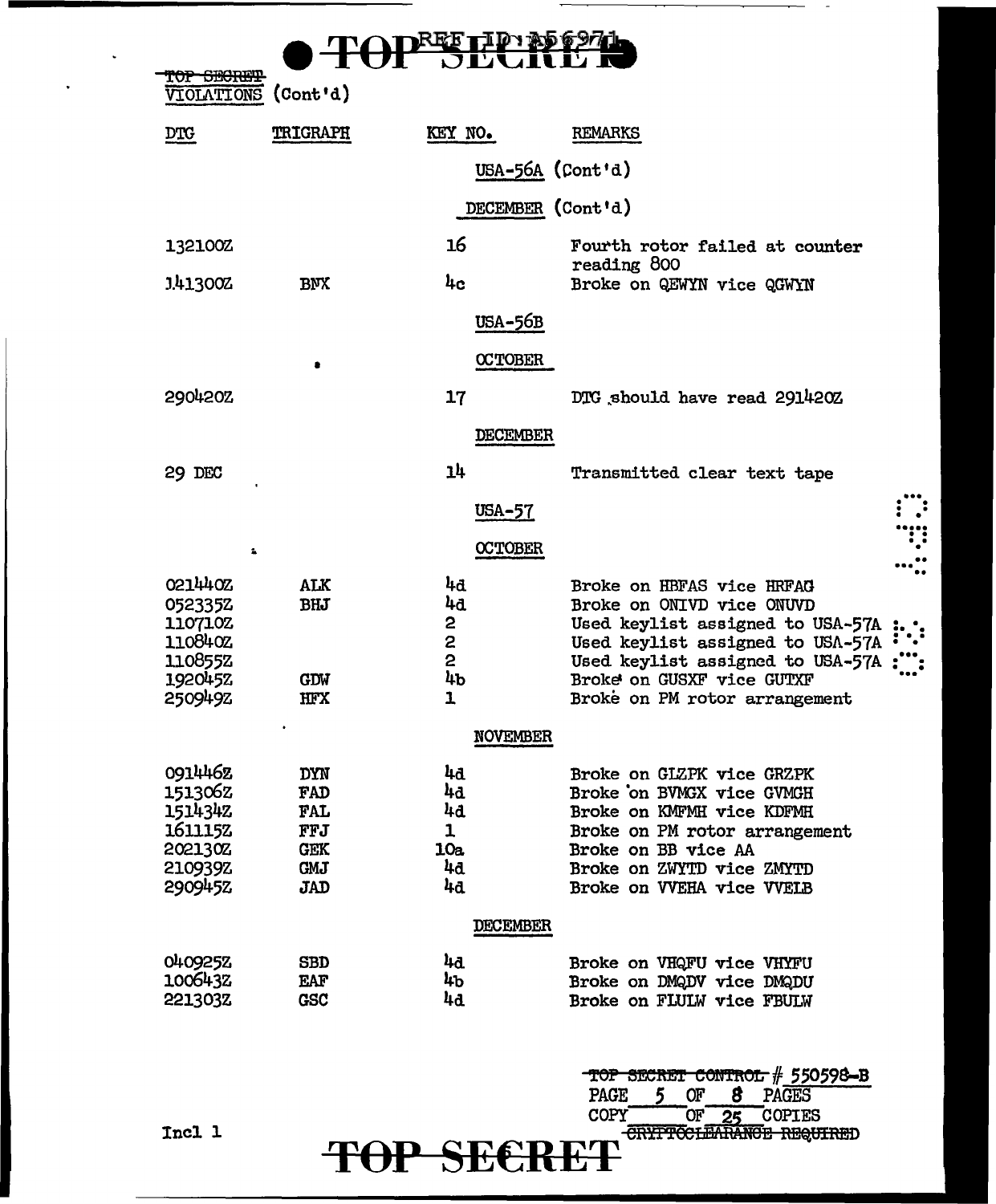TOP SECRET

VIOLATIONS (Cont'd)

| DTG | TRIGRAPH | KEY NO. | REMARKS |
|---|---|---|---|
| | | USA-56A (Cont'd) | |
| | | DECEMBER (Cont'd) | |
| 132100Z | | 16 | Fourth rotor failed at counter reading 800 |
| 141300Z | BNX | 4c | Broke on QEWYN vice QGWYN |
| | | USA-56B | |
| | | OCTOBER | |
| 290420Z | | 17 | DTG should have read 291420Z |
| | | DECEMBER | |
| 29 DEC | | 14 | Transmitted clear text tape |
| | | USA-57 | |
| | | OCTOBER | |
| 021440Z | ALK | 4d | Broke on HBFAS vice HRFAG |
| 052335Z | BHJ | 4d | Broke on ONIVD vice ONUVD |
| 110710Z | | 2 | Used keylist assigned to USA-57A |
| 110840Z | | 2 | Used keylist assigned to USA-57A |
| 110855Z | | 2 | Used keylist assigned to USA-57A |
| 192045Z | GDW | 4b | Broke on GUSXF vice GUTXF |
| 250949Z | HFX | 1 | Broke on PM rotor arrangement |
| | | NOVEMBER | |
| 091446Z | DYN | 4d | Broke on GIZPK vice GRZPK |
| 151306Z | FAD | 4d | Broke on BVMGX vice GVMGH |
| 151434Z | FAL | 4d | Broke on KMFMH vice KDFMH |
| 161115Z | FFJ | 1 | Broke on PM rotor arrangement |
| 202130Z | GEK | 10a | Broke on BB vice AA |
| 210939Z | GMJ | 4d | Broke on ZWYTD vice ZMYTD |
| 290945Z | JAD | 4d | Broke on VVEHA vice VVELB |
| | | DECEMBER | |
| 040925Z | SBD | 4d | Broke on VHQFU vice VHYFU |
| 100643Z | EAF | 4b | Broke on DMQDV vice DMQDU |
| 221303Z | GSC | 4d | Broke on FLULW vice FBULW |

TOP SECRET CONTROL # 550598-B
PAGE 5 OF 8 PAGES
COPY ___ OF 25 COPIES
CRYPTOCLEARANCE REQUIRED

Incl 1

TOP SECRET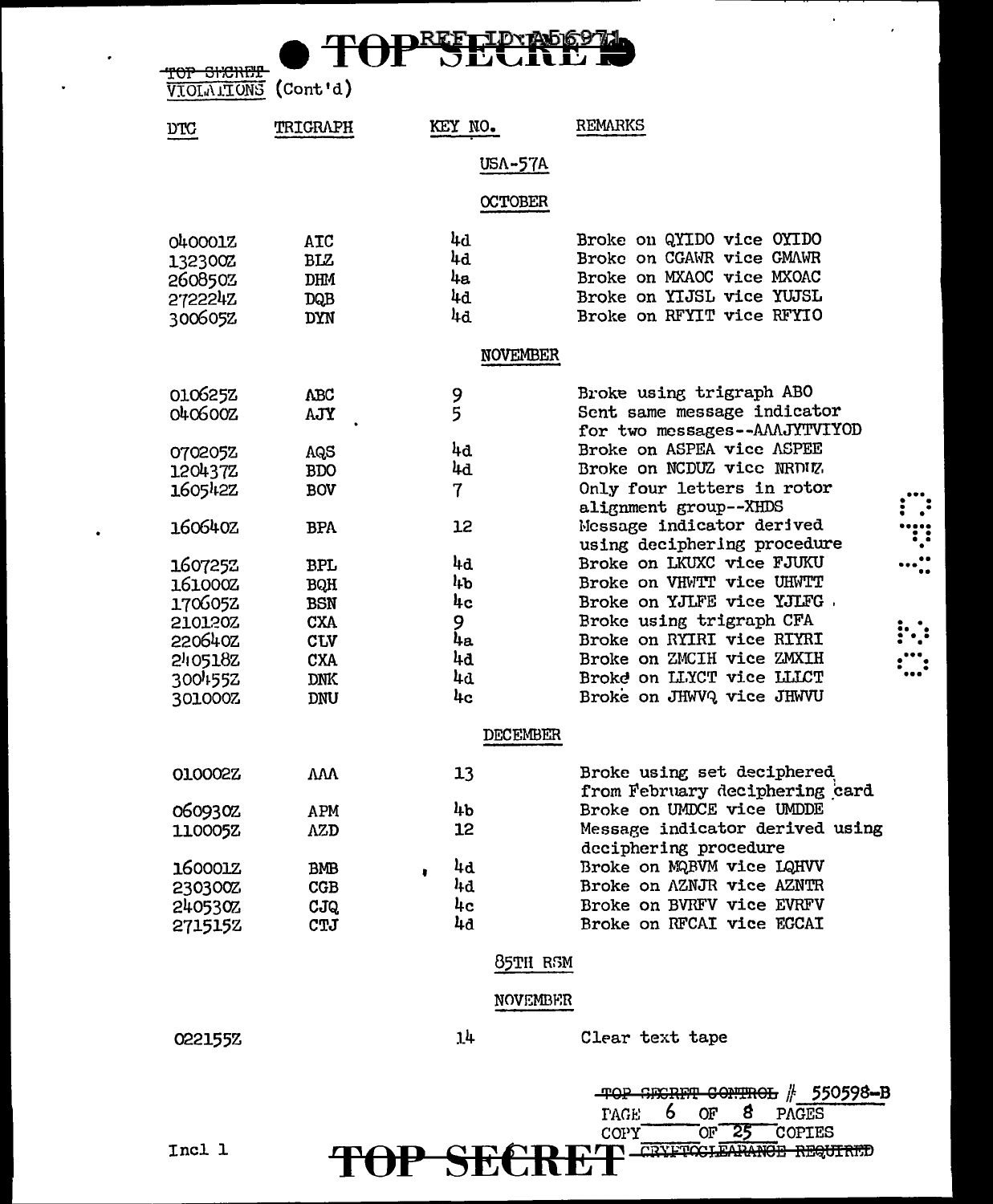TOP SECRET

~~TOP SECRET~~
VIOLATIONS (Cont'd)

| DTG | TRIGRAPH | KEY NO. | REMARKS |
|---|---|---|---|
| | | USA-57A | |
| | | OCTOBER | |
| 040001Z | ATC | 4d | Broke on QYIDO vice OYIDO |
| 132300Z | BLZ | 4d | Broke on CGAWR vice GMAWR |
| 260850Z | DHM | 4a | Broke on MXAOC vice MXOAC |
| 272224Z | DQB | 4d | Broke on YIJSL vice YUJSL |
| 300605Z | DYN | 4d | Broke on RFYIT vice RFYIO |
| | | NOVEMBER | |
| 010625Z | ABC | 9 | Broke using trigraph ABO |
| 040600Z | AJY | 5 | Sent same message indicator for two messages--AAAJYTVIYOD |
| 070205Z | AQS | 4d | Broke on ASPEA vice ASPEE |
| 120437Z | BDO | 4d | Broke on NCDUZ vice NRDUZ |
| 160542Z | BOV | 7 | Only four letters in rotor alignment group--XHDS |
| 160640Z | BPA | 12 | Message indicator derived using deciphering procedure |
| 160725Z | BPL | 4d | Broke on LKUXC vice FJUKU |
| 161000Z | BQH | 4b | Broke on VHWTT vice UHWTT |
| 170605Z | BSN | 4c | Broke on YJLFE vice YJLFG |
| 210120Z | CXA | 9 | Broke using trigraph CFA |
| 220640Z | CLV | 4a | Broke on RYIRI vice RIYRI |
| 240518Z | CXA | 4d | Broke on ZMCIH vice ZMXIH |
| 300455Z | DNK | 4d | Broke on LLYCT vice LLICT |
| 301000Z | DNU | 4c | Broke on JHWVQ vice JHWVU |
| | | DECEMBER | |
| 010002Z | AAA | 13 | Broke using set deciphered from February deciphering card |
| 060930Z | APM | 4b | Broke on UMDCE vice UMDDE |
| 110005Z | AZD | 12 | Message indicator derived using deciphering procedure |
| 160001Z | BMB | 4d | Broke on MQBVM vice LQHVV |
| 230300Z | CGB | 4d | Broke on AZNJR vice AZNTR |
| 240530Z | CJQ | 4c | Broke on BVRFV vice EVRFV |
| 271515Z | CTJ | 4d | Broke on RFCAI vice EGCAI |
| | | 85TH RSM | |
| | | NOVEMBER | |
| 022155Z | | 14 | Clear text tape |

~~TOP SECRET CONTROL~~ # 550598-B
PAGE 6 OF 8 PAGES
COPY ___ OF 25 COPIES
~~CRYPTOCLEARANCE REQUIRED~~

Incl 1

TOP SECRET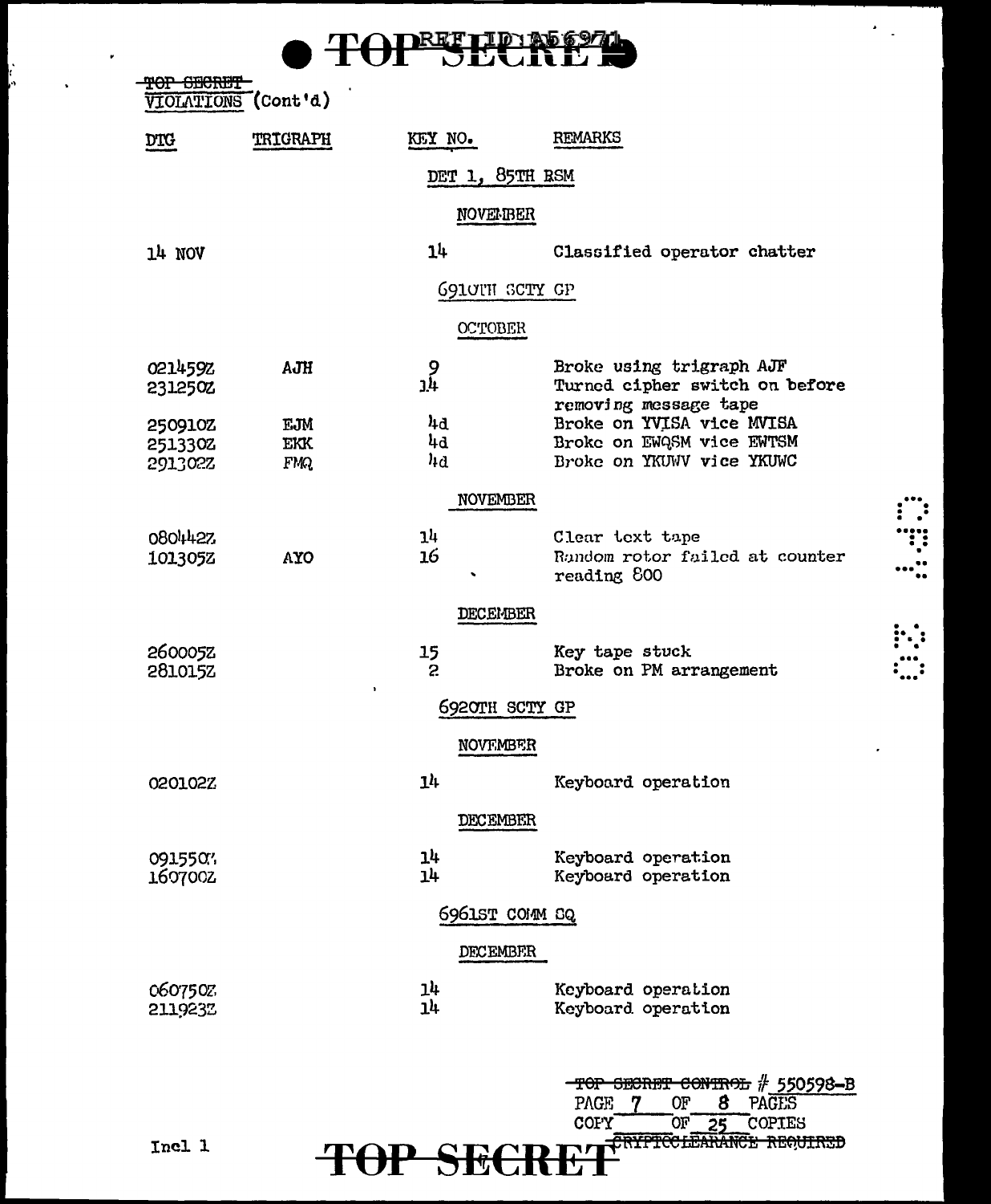TOP SECRET

~~TOP SECRET~~
VIOLATIONS (Cont'd)

| DTG | TRIGRAPH | KEY NO. | REMARKS |
|---|---|---|---|
| | | DET 1, 85TH RSM | |
| | | NOVEMBER | |
| 14 NOV | | 14 | Classified operator chatter |
| | | 6910TH SCTY GP | |
| | | OCTOBER | |
| 021459Z | AJH | 9 | Broke using trigraph AJF |
| 231250Z | | 14 | Turned cipher switch on before removing message tape |
| 250910Z | EJM | 4d | Broke on YVISA vice MVISA |
| 251330Z | EKK | 4d | Broke on EWQSM vice EWTSM |
| 291302Z | FMQ | 4d | Broke on YKUWV vice YKUWC |
| | | NOVEMBER | |
| 080442Z | | 14 | Clear text tape |
| 101305Z | AYO | 16 | Random rotor failed at counter reading 800 |
| | | DECEMBER | |
| 260005Z | | 15 | Key tape stuck |
| 281015Z | | 2 | Broke on PM arrangement |
| | | 6920TH SCTY GP | |
| | | NOVEMBER | |
| 020102Z | | 14 | Keyboard operation |
| | | DECEMBER | |
| 091550Z | | 14 | Keyboard operation |
| 160700Z | | 14 | Keyboard operation |
| | | 6961ST COMM SQ | |
| | | DECEMBER | |
| 060750Z | | 14 | Keyboard operation |
| 211923Z | | 14 | Keyboard operation |

~~TOP SECRET CONTROL~~ # 550598-B
PAGE 7 OF 8 PAGES
COPY ___ OF 25 COPIES
~~CRYPTOCLEARANCE REQUIRED~~

Incl 1

TOP SECRET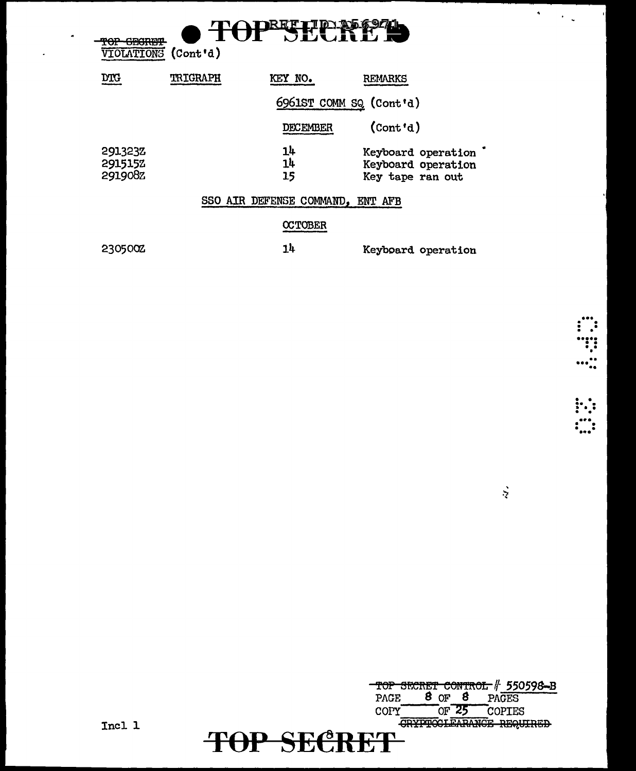~~TOP SECRET~~
VIOLATIONS (Cont'd)

| DTG | TRIGRAPH | KEY NO. | REMARKS |
|---|---|---|---|
| | | 6961ST COMM SQ (Cont'd) | |
| | | DECEMBER | (Cont'd) |
| 291323Z | | 14 | Keyboard operation |
| 291515Z | | 14 | Keyboard operation |
| 291908Z | | 15 | Key tape ran out |
| | SSO AIR DEFENSE COMMAND, ENT AFB | | |
| | | OCTOBER | |
| 230500Z | | 14 | Keyboard operation |

~~TOP SECRET CONTROL~~ # 550598-B
PAGE 8 OF 8 PAGES
COPY ____ OF 25 COPIES
~~CRYPTOCLEARANCE REQUIRED~~

Incl 1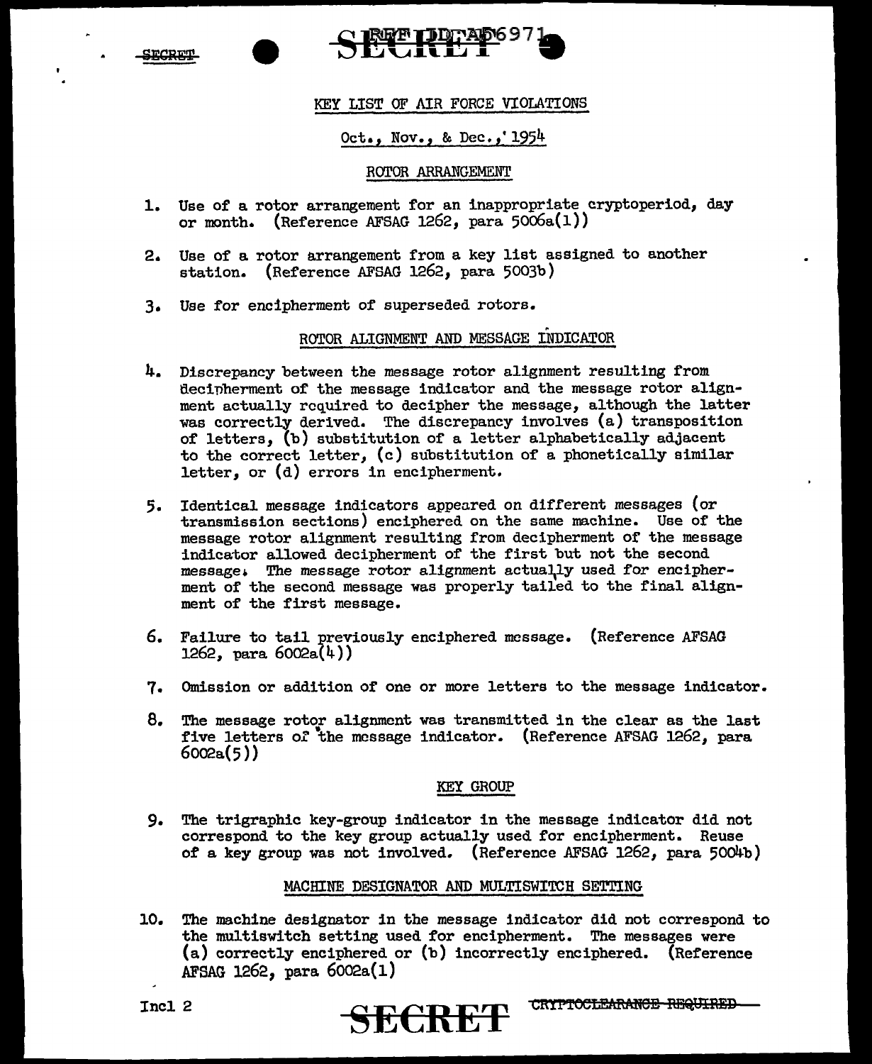# KEY LIST OF AIR FORCE VIOLATIONS

## Oct., Nov., & Dec., 1954

### ROTOR ARRANGEMENT

1. Use of a rotor arrangement for an inappropriate cryptoperiod, day or month. (Reference AFSAG 1262, para 5006a(1))

2. Use of a rotor arrangement from a key list assigned to another station. (Reference AFSAG 1262, para 5003b)

3. Use for encipherment of superseded rotors.

### ROTOR ALIGNMENT AND MESSAGE INDICATOR

4. Discrepancy between the message rotor alignment resulting from decipherment of the message indicator and the message rotor alignment actually required to decipher the message, although the latter was correctly derived. The discrepancy involves (a) transposition of letters, (b) substitution of a letter alphabetically adjacent to the correct letter, (c) substitution of a phonetically similar letter, or (d) errors in encipherment.

5. Identical message indicators appeared on different messages (or transmission sections) enciphered on the same machine. Use of the message rotor alignment resulting from decipherment of the message indicator allowed decipherment of the first but not the second message. The message rotor alignment actually used for encipherment of the second message was properly tailed to the final alignment of the first message.

6. Failure to tail previously enciphered message. (Reference AFSAG 1262, para 6002a(4))

7. Omission or addition of one or more letters to the message indicator.

8. The message rotor alignment was transmitted in the clear as the last five letters of the message indicator. (Reference AFSAG 1262, para 6002a(5))

### KEY GROUP

9. The trigraphic key-group indicator in the message indicator did not correspond to the key group actually used for encipherment. Reuse of a key group was not involved. (Reference AFSAG 1262, para 5004b)

### MACHINE DESIGNATOR AND MULTISWITCH SETTING

10. The machine designator in the message indicator did not correspond to the multiswitch setting used for encipherment. The messages were (a) correctly enciphered or (b) incorrectly enciphered. (Reference AFSAG 1262, para 6002a(1)

Incl 2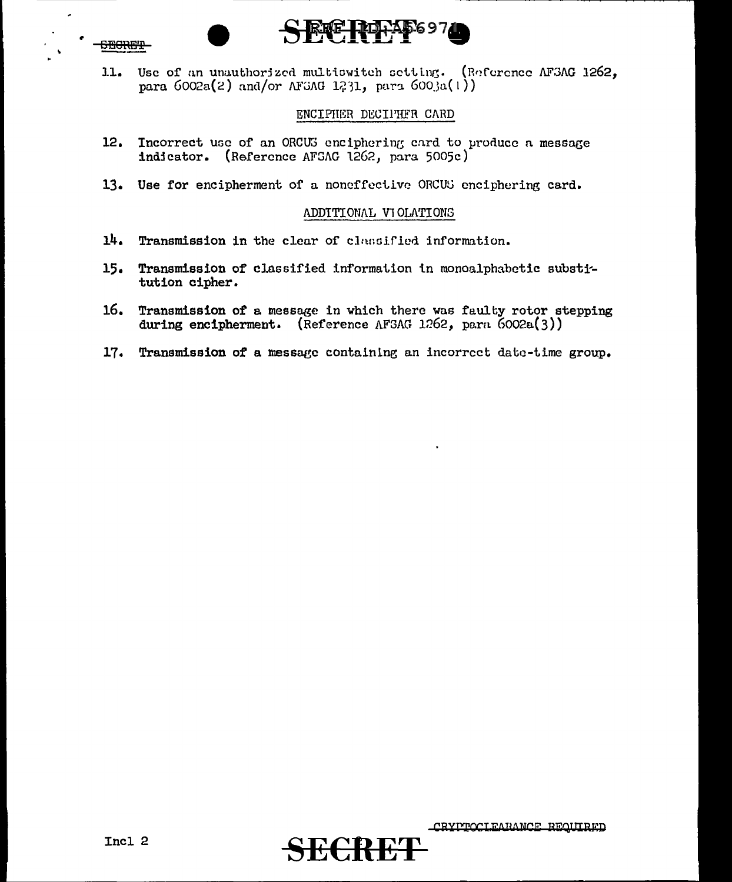11. Use of an unauthorized multiswitch setting. (Reference AFSAG 1262, para 6002a(2) and/or AFSAG 1231, para 6003a(1))

ENCIPHER DECIPHER CARD

12. Incorrect use of an ORCUS enciphering card to produce a message indicator. (Reference AFSAG 1262, para 5005c)

13. Use for encipherment of a noneffective ORCUS enciphering card.

ADDITIONAL VIOLATIONS

14. Transmission in the clear of classified information.

15. Transmission of classified information in monoalphabetic substitution cipher.

16. Transmission of a message in which there was faulty rotor stepping during encipherment. (Reference AFSAG 1262, para 6002a(3))

17. Transmission of a message containing an incorrect date-time group.

Incl 2

CRYPTOCLEARANCE REQUIRED